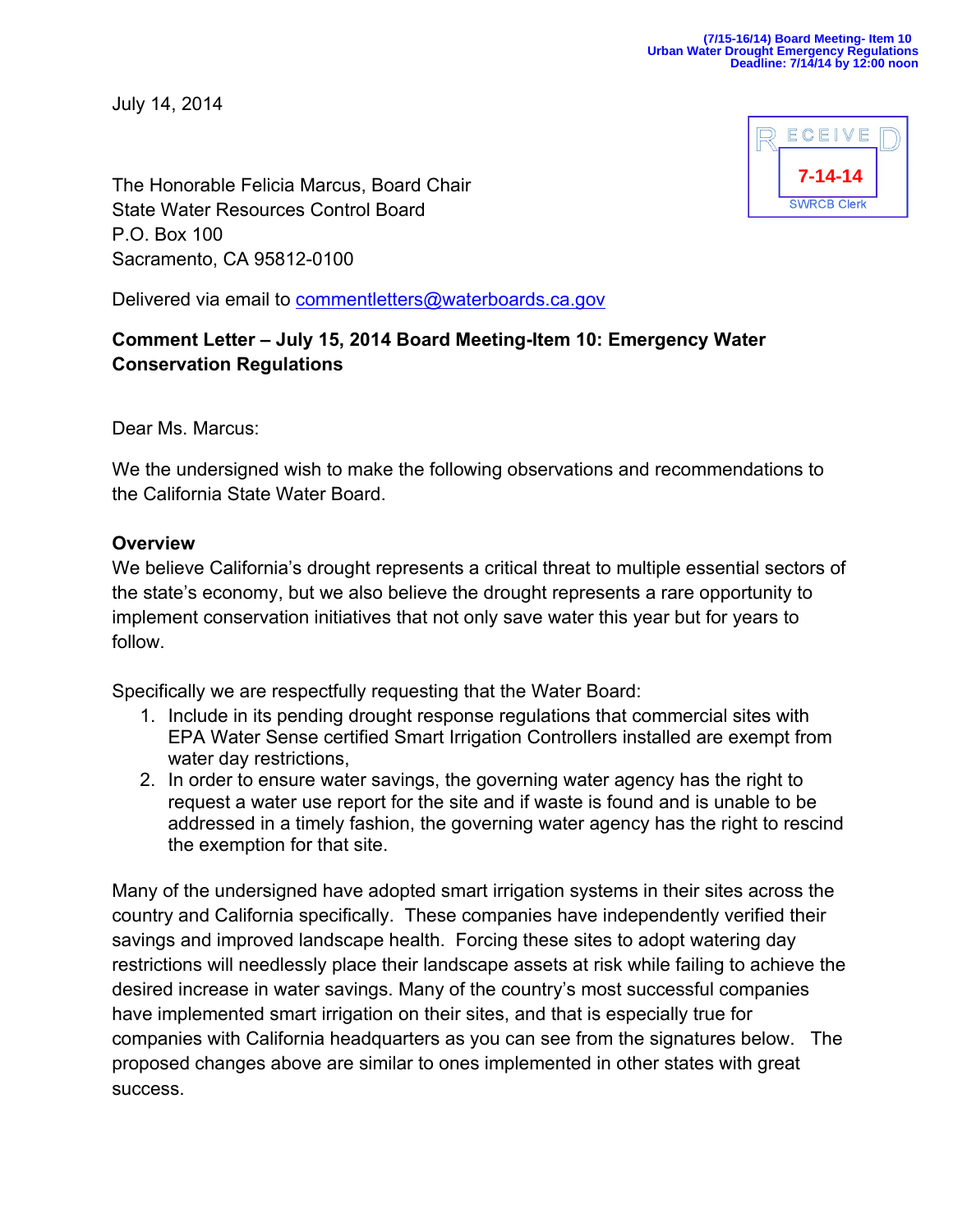(7/15-16/14) Board Meeting- Item 10
Urban Water Drought Emergency Regulations
Deadline: 7/14/14 by 12:00 noon

July 14, 2014

RECEIVED
7-14-14
SWRCB Clerk

The Honorable Felicia Marcus, Board Chair
State Water Resources Control Board
P.O. Box 100
Sacramento, CA 95812-0100

Delivered via email to commentletters@waterboards.ca.gov

**Comment Letter – July 15, 2014 Board Meeting-Item 10: Emergency Water Conservation Regulations**

Dear Ms. Marcus:

We the undersigned wish to make the following observations and recommendations to the California State Water Board.

**Overview**

We believe California's drought represents a critical threat to multiple essential sectors of the state's economy, but we also believe the drought represents a rare opportunity to implement conservation initiatives that not only save water this year but for years to follow.

Specifically we are respectfully requesting that the Water Board:

1. Include in its pending drought response regulations that commercial sites with EPA Water Sense certified Smart Irrigation Controllers installed are exempt from water day restrictions,
2. In order to ensure water savings, the governing water agency has the right to request a water use report for the site and if waste is found and is unable to be addressed in a timely fashion, the governing water agency has the right to rescind the exemption for that site.

Many of the undersigned have adopted smart irrigation systems in their sites across the country and California specifically. These companies have independently verified their savings and improved landscape health. Forcing these sites to adopt watering day restrictions will needlessly place their landscape assets at risk while failing to achieve the desired increase in water savings. Many of the country's most successful companies have implemented smart irrigation on their sites, and that is especially true for companies with California headquarters as you can see from the signatures below. The proposed changes above are similar to ones implemented in other states with great success.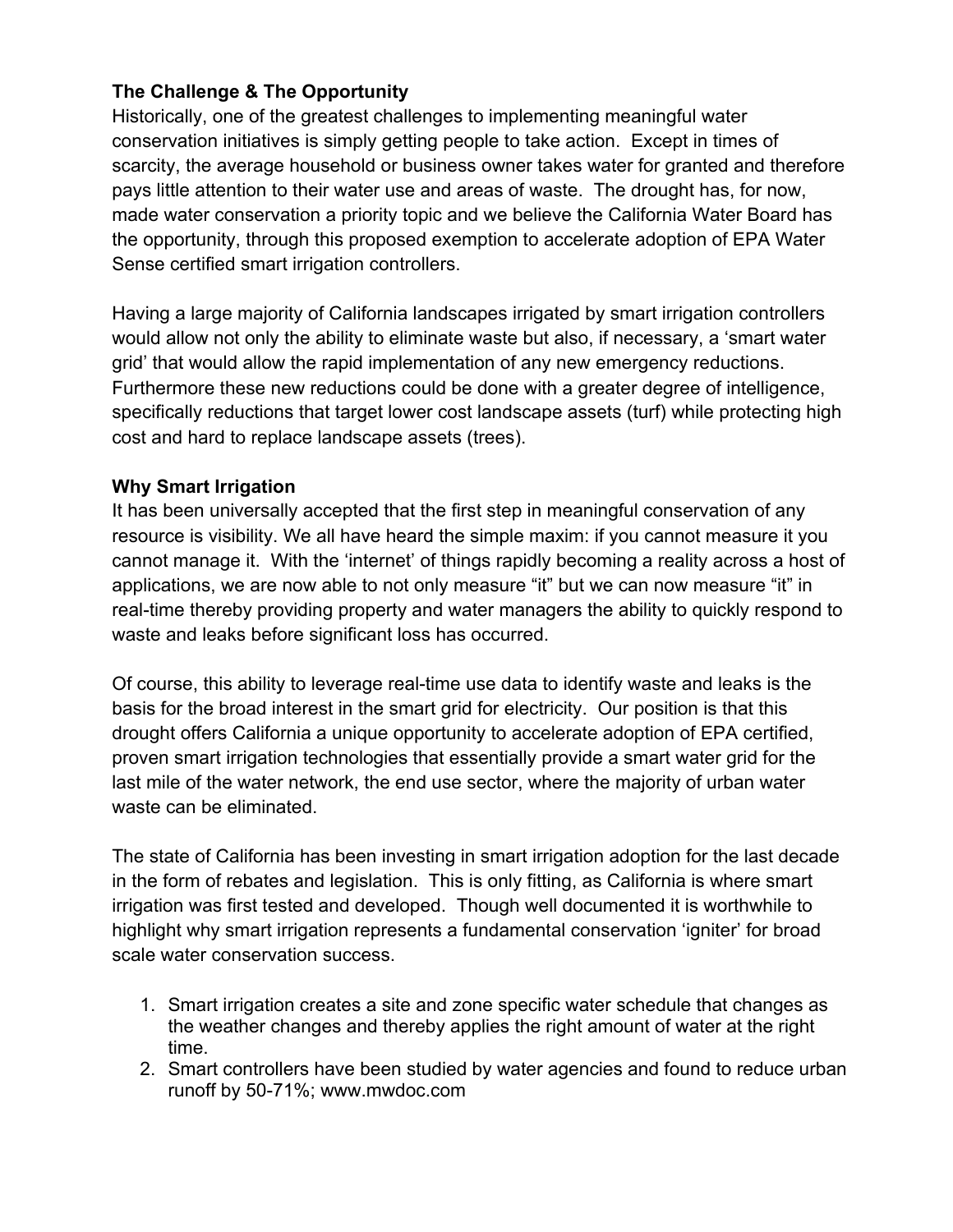**The Challenge & The Opportunity**

Historically, one of the greatest challenges to implementing meaningful water conservation initiatives is simply getting people to take action. Except in times of scarcity, the average household or business owner takes water for granted and therefore pays little attention to their water use and areas of waste. The drought has, for now, made water conservation a priority topic and we believe the California Water Board has the opportunity, through this proposed exemption to accelerate adoption of EPA Water Sense certified smart irrigation controllers.

Having a large majority of California landscapes irrigated by smart irrigation controllers would allow not only the ability to eliminate waste but also, if necessary, a 'smart water grid' that would allow the rapid implementation of any new emergency reductions. Furthermore these new reductions could be done with a greater degree of intelligence, specifically reductions that target lower cost landscape assets (turf) while protecting high cost and hard to replace landscape assets (trees).

**Why Smart Irrigation**

It has been universally accepted that the first step in meaningful conservation of any resource is visibility. We all have heard the simple maxim: if you cannot measure it you cannot manage it. With the 'internet' of things rapidly becoming a reality across a host of applications, we are now able to not only measure "it" but we can now measure "it" in real-time thereby providing property and water managers the ability to quickly respond to waste and leaks before significant loss has occurred.

Of course, this ability to leverage real-time use data to identify waste and leaks is the basis for the broad interest in the smart grid for electricity. Our position is that this drought offers California a unique opportunity to accelerate adoption of EPA certified, proven smart irrigation technologies that essentially provide a smart water grid for the last mile of the water network, the end use sector, where the majority of urban water waste can be eliminated.

The state of California has been investing in smart irrigation adoption for the last decade in the form of rebates and legislation. This is only fitting, as California is where smart irrigation was first tested and developed. Though well documented it is worthwhile to highlight why smart irrigation represents a fundamental conservation 'igniter' for broad scale water conservation success.

1. Smart irrigation creates a site and zone specific water schedule that changes as the weather changes and thereby applies the right amount of water at the right time.
2. Smart controllers have been studied by water agencies and found to reduce urban runoff by 50-71%; www.mwdoc.com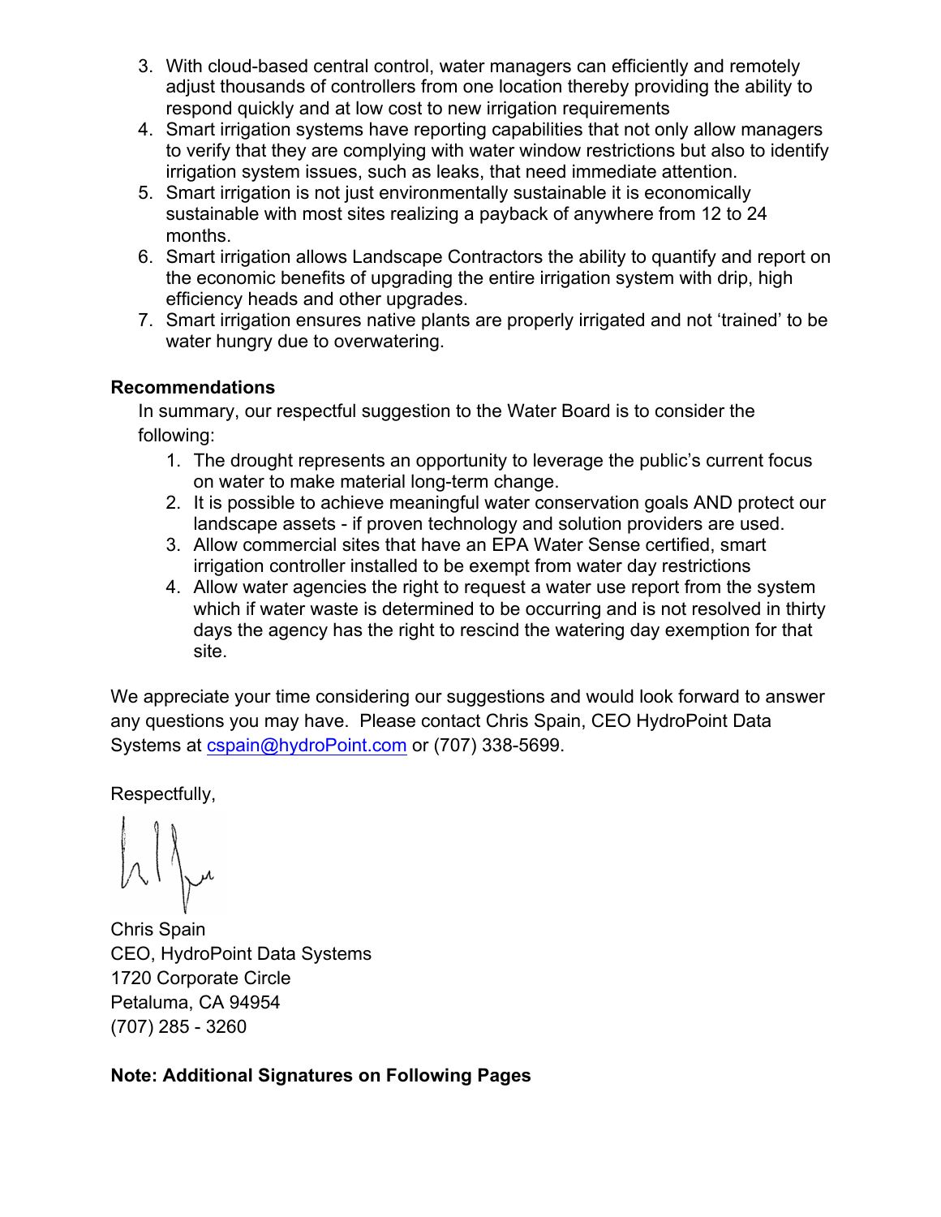3. With cloud-based central control, water managers can efficiently and remotely adjust thousands of controllers from one location thereby providing the ability to respond quickly and at low cost to new irrigation requirements
4. Smart irrigation systems have reporting capabilities that not only allow managers to verify that they are complying with water window restrictions but also to identify irrigation system issues, such as leaks, that need immediate attention.
5. Smart irrigation is not just environmentally sustainable it is economically sustainable with most sites realizing a payback of anywhere from 12 to 24 months.
6. Smart irrigation allows Landscape Contractors the ability to quantify and report on the economic benefits of upgrading the entire irrigation system with drip, high efficiency heads and other upgrades.
7. Smart irrigation ensures native plants are properly irrigated and not 'trained' to be water hungry due to overwatering.

**Recommendations**

In summary, our respectful suggestion to the Water Board is to consider the following:

1. The drought represents an opportunity to leverage the public's current focus on water to make material long-term change.
2. It is possible to achieve meaningful water conservation goals AND protect our landscape assets - if proven technology and solution providers are used.
3. Allow commercial sites that have an EPA Water Sense certified, smart irrigation controller installed to be exempt from water day restrictions
4. Allow water agencies the right to request a water use report from the system which if water waste is determined to be occurring and is not resolved in thirty days the agency has the right to rescind the watering day exemption for that site.

We appreciate your time considering our suggestions and would look forward to answer any questions you may have. Please contact Chris Spain, CEO HydroPoint Data Systems at cspain@hydroPoint.com or (707) 338-5699.

Respectfully,

Chris Spain
CEO, HydroPoint Data Systems
1720 Corporate Circle
Petaluma, CA 94954
(707) 285 - 3260

**Note: Additional Signatures on Following Pages**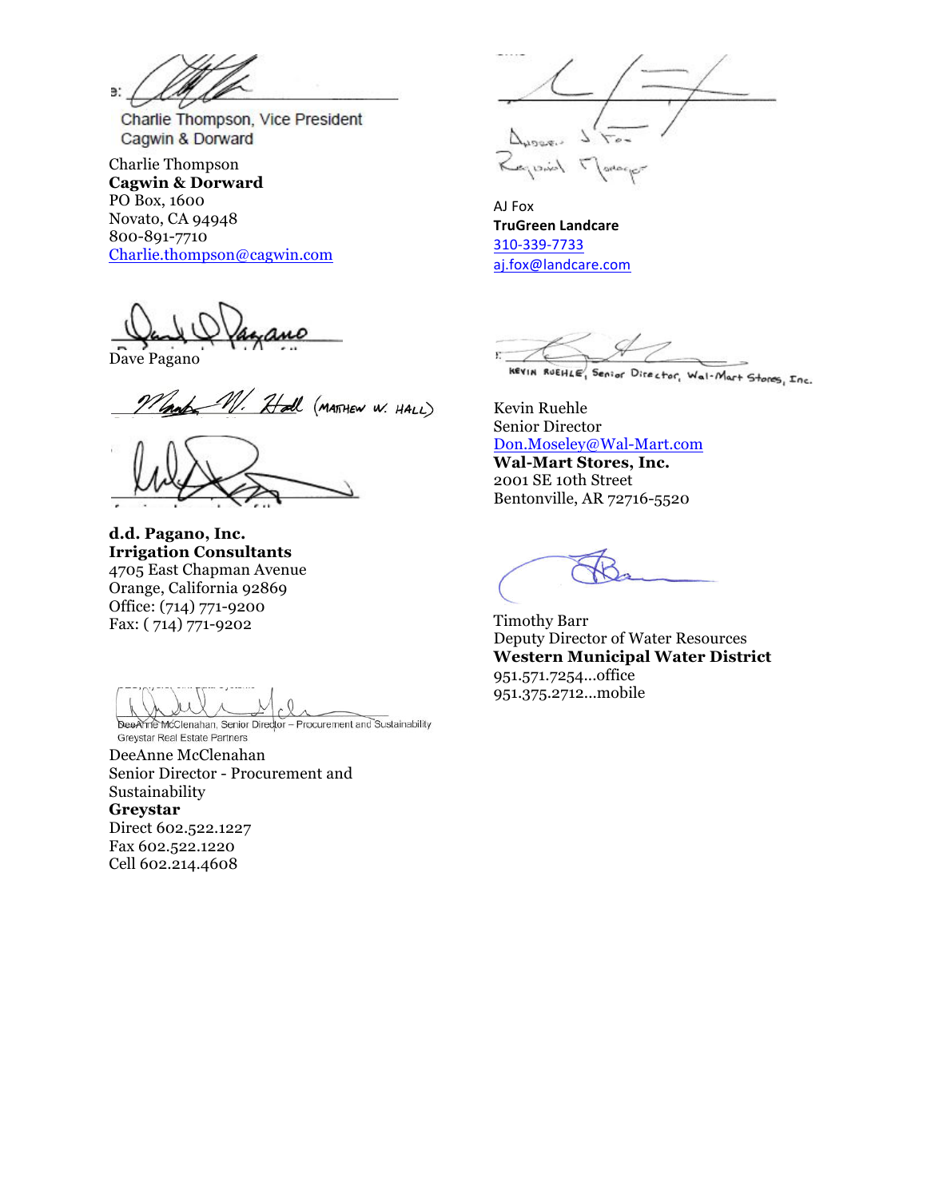By: Charlie Thompson, Vice President
Cagwin & Dorward

Charlie Thompson
**Cagwin & Dorward**
PO Box, 1600
Novato, CA 94948
800-891-7710
Charlie.thompson@cagwin.com

Andrew J Fox
Regional Manager

AJ Fox
**TruGreen Landcare**
310-339-7733
aj.fox@landcare.com

Dave Pagano

(MATTHEW W. HALL)

**d.d. Pagano, Inc.**
**Irrigation Consultants**
4705 East Chapman Avenue
Orange, California 92869
Office: (714) 771-9200
Fax: ( 714) 771-9202

KEVIN RUEHLE, Senior Director, Wal-Mart Stores, Inc.

Kevin Ruehle
Senior Director
Don.Moseley@Wal-Mart.com
**Wal-Mart Stores, Inc.**
2001 SE 10th Street
Bentonville, AR 72716-5520

Timothy Barr
Deputy Director of Water Resources
**Western Municipal Water District**
951.571.7254...office
951.375.2712...mobile

DeeAnne McClenahan, Senior Director – Procurement and Sustainability
Greystar Real Estate Partners

DeeAnne McClenahan
Senior Director - Procurement and Sustainability
**Greystar**
Direct 602.522.1227
Fax 602.522.1220
Cell 602.214.4608